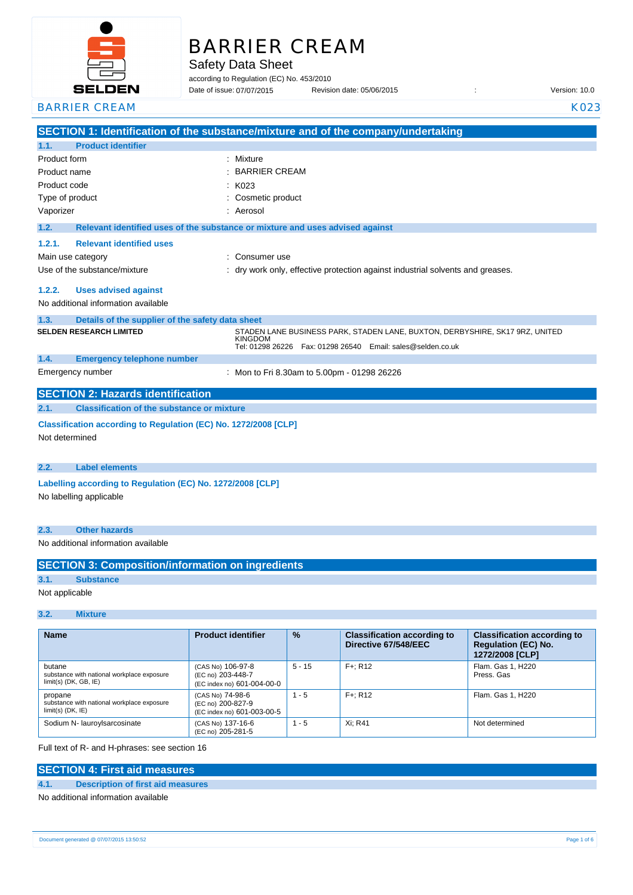# BARRIER CREAM

## Safety Data Sheet

according to Regulation (EC) No. 453/2010

Date of issue: 07/07/2015 Revision date: 05/06/2015 : Version: 10.0

BARRIER CREAM K023

## SECTION 1: Identification of the substance/mixture and of the company/undertaking

### 1.1. Product identifier

Product form : Mixture

Product name : BARRIER CREAM

Product code : K023

Type of product : Cosmetic product

Vaporizer : Aerosol

### 1.2. Relevant identified uses of the substance or mixture and uses advised against

#### 1.2.1. Relevant identified uses

Main use category : Consumer use

Use of the substance/mixture : dry work only, effective protection against industrial solvents and greases.

#### 1.2.2. Uses advised against

No additional information available

### 1.3. Details of the supplier of the safety data sheet

**SELDEN RESEARCH LIMITED**

STADEN LANE BUSINESS PARK, STADEN LANE, BUXTON, DERBYSHIRE, SK17 9RZ, UNITED KINGDOM
Tel: 01298 26226 Fax: 01298 26540 Email: sales@selden.co.uk

### 1.4. Emergency telephone number

Emergency number : Mon to Fri 8.30am to 5.00pm - 01298 26226

## SECTION 2: Hazards identification

### 2.1. Classification of the substance or mixture

**Classification according to Regulation (EC) No. 1272/2008 [CLP]**

Not determined

### 2.2. Label elements

**Labelling according to Regulation (EC) No. 1272/2008 [CLP]**

No labelling applicable

### 2.3. Other hazards

No additional information available

## SECTION 3: Composition/information on ingredients

### 3.1. Substance

Not applicable

### 3.2. Mixture

| Name | Product identifier | % | Classification according to Directive 67/548/EEC | Classification according to Regulation (EC) No. 1272/2008 [CLP] |
|---|---|---|---|---|
| butane<br>substance with national workplace exposure limit(s) (DK, GB, IE) | (CAS No) 106-97-8<br>(EC no) 203-448-7<br>(EC index no) 601-004-00-0 | 5 - 15 | F+; R12 | Flam. Gas 1, H220<br>Press. Gas |
| propane<br>substance with national workplace exposure limit(s) (DK, IE) | (CAS No) 74-98-6<br>(EC no) 200-827-9<br>(EC index no) 601-003-00-5 | 1 - 5 | F+; R12 | Flam. Gas 1, H220 |
| Sodium N- lauroylsarcosinate | (CAS No) 137-16-6<br>(EC no) 205-281-5 | 1 - 5 | Xi; R41 | Not determined |

Full text of R- and H-phrases: see section 16

## SECTION 4: First aid measures

### 4.1. Description of first aid measures

No additional information available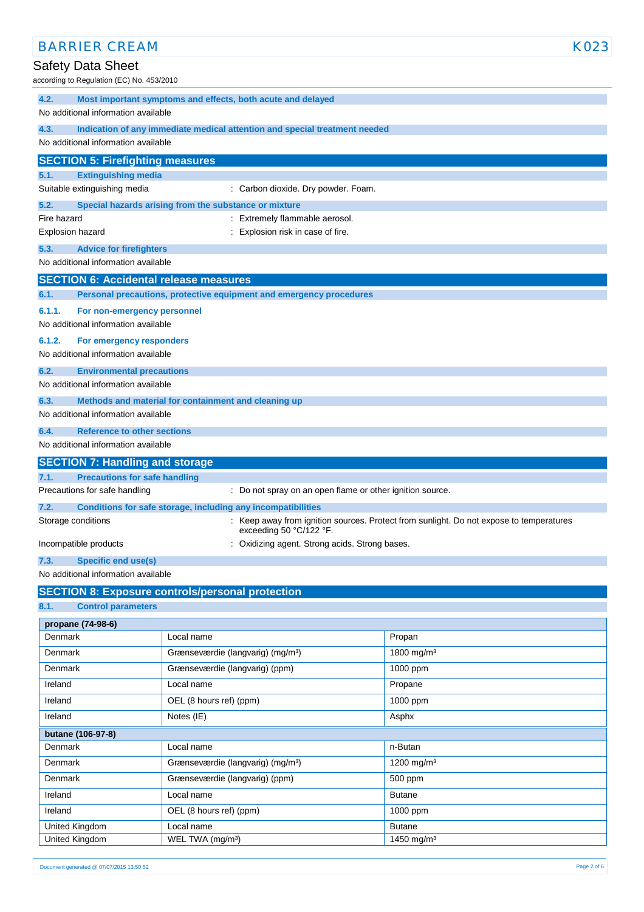#### 4.2. Most important symptoms and effects, both acute and delayed

No additional information available

#### 4.3. Indication of any immediate medical attention and special treatment needed

No additional information available

## SECTION 5: Firefighting measures

#### 5.1. Extinguishing media

Suitable extinguishing media : Carbon dioxide. Dry powder. Foam.

#### 5.2. Special hazards arising from the substance or mixture

Fire hazard : Extremely flammable aerosol.

Explosion hazard : Explosion risk in case of fire.

#### 5.3. Advice for firefighters

No additional information available

## SECTION 6: Accidental release measures

#### 6.1. Personal precautions, protective equipment and emergency procedures

##### 6.1.1. For non-emergency personnel

No additional information available

##### 6.1.2. For emergency responders

No additional information available

#### 6.2. Environmental precautions

No additional information available

#### 6.3. Methods and material for containment and cleaning up

No additional information available

#### 6.4. Reference to other sections

No additional information available

## SECTION 7: Handling and storage

#### 7.1. Precautions for safe handling

Precautions for safe handling : Do not spray on an open flame or other ignition source.

#### 7.2. Conditions for safe storage, including any incompatibilities

Storage conditions : Keep away from ignition sources. Protect from sunlight. Do not expose to temperatures exceeding 50 °C/122 °F.

Incompatible products : Oxidizing agent. Strong acids. Strong bases.

#### 7.3. Specific end use(s)

No additional information available

## SECTION 8: Exposure controls/personal protection

#### 8.1. Control parameters

| propane (74-98-6) | | |
|---|---|---|
| Denmark | Local name | Propan |
| Denmark | Grænseværdie (langvarig) (mg/m³) | 1800 mg/m³ |
| Denmark | Grænseværdie (langvarig) (ppm) | 1000 ppm |
| Ireland | Local name | Propane |
| Ireland | OEL (8 hours ref) (ppm) | 1000 ppm |
| Ireland | Notes (IE) | Asphx |
| **butane (106-97-8)** | | |
| Denmark | Local name | n-Butan |
| Denmark | Grænseværdie (langvarig) (mg/m³) | 1200 mg/m³ |
| Denmark | Grænseværdie (langvarig) (ppm) | 500 ppm |
| Ireland | Local name | Butane |
| Ireland | OEL (8 hours ref) (ppm) | 1000 ppm |
| United Kingdom | Local name | Butane |
| United Kingdom | WEL TWA (mg/m³) | 1450 mg/m³ |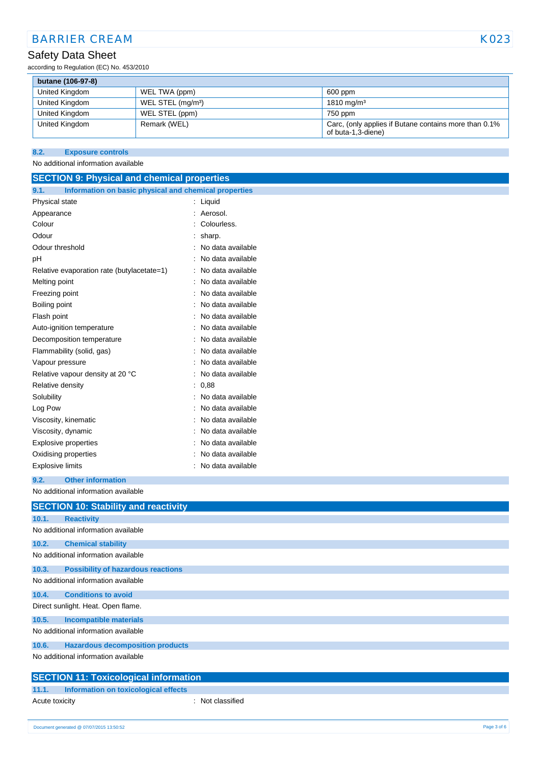| butane (106-97-8) | | |
|---|---|---|
| United Kingdom | WEL TWA (ppm) | 600 ppm |
| United Kingdom | WEL STEL (mg/m³) | 1810 mg/m³ |
| United Kingdom | WEL STEL (ppm) | 750 ppm |
| United Kingdom | Remark (WEL) | Carc, (only applies if Butane contains more than 0.1% of buta-1,3-diene) |

### 8.2. Exposure controls

No additional information available

## SECTION 9: Physical and chemical properties

### 9.1. Information on basic physical and chemical properties

| | |
|---|---|
| Physical state | : Liquid |
| Appearance | : Aerosol. |
| Colour | : Colourless. |
| Odour | : sharp. |
| Odour threshold | : No data available |
| pH | : No data available |
| Relative evaporation rate (butylacetate=1) | : No data available |
| Melting point | : No data available |
| Freezing point | : No data available |
| Boiling point | : No data available |
| Flash point | : No data available |
| Auto-ignition temperature | : No data available |
| Decomposition temperature | : No data available |
| Flammability (solid, gas) | : No data available |
| Vapour pressure | : No data available |
| Relative vapour density at 20 °C | : No data available |
| Relative density | : 0,88 |
| Solubility | : No data available |
| Log Pow | : No data available |
| Viscosity, kinematic | : No data available |
| Viscosity, dynamic | : No data available |
| Explosive properties | : No data available |
| Oxidising properties | : No data available |
| Explosive limits | : No data available |

### 9.2. Other information

No additional information available

## SECTION 10: Stability and reactivity

### 10.1. Reactivity

No additional information available

### 10.2. Chemical stability

No additional information available

### 10.3. Possibility of hazardous reactions

No additional information available

### 10.4. Conditions to avoid

Direct sunlight. Heat. Open flame.

### 10.5. Incompatible materials

No additional information available

### 10.6. Hazardous decomposition products

No additional information available

## SECTION 11: Toxicological information

### 11.1. Information on toxicological effects

| | |
|---|---|
| Acute toxicity | : Not classified |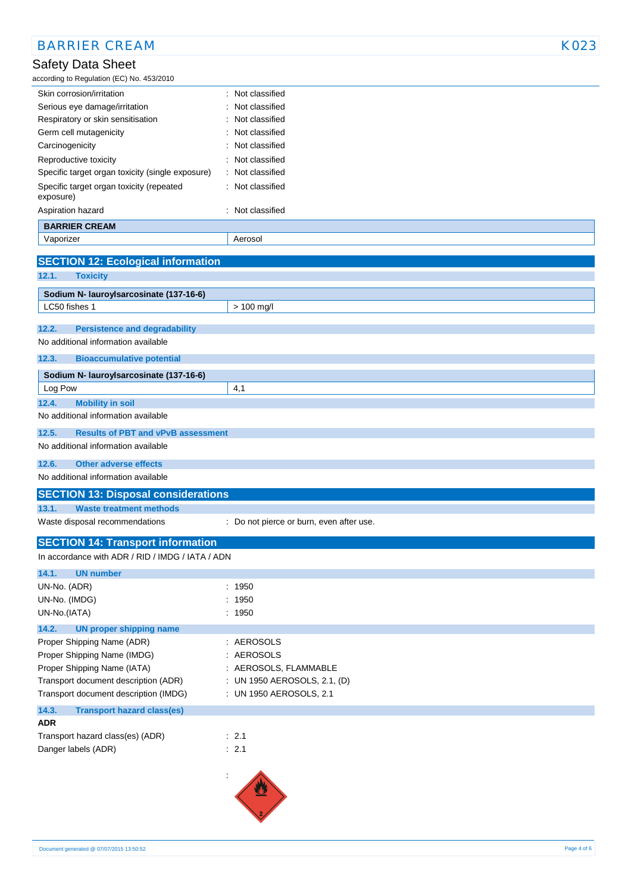| | |
|---|---|
| Skin corrosion/irritation | : Not classified |
| Serious eye damage/irritation | : Not classified |
| Respiratory or skin sensitisation | : Not classified |
| Germ cell mutagenicity | : Not classified |
| Carcinogenicity | : Not classified |
| Reproductive toxicity | : Not classified |
| Specific target organ toxicity (single exposure) | : Not classified |
| Specific target organ toxicity (repeated exposure) | : Not classified |
| Aspiration hazard | : Not classified |

| BARRIER CREAM | |
|---|---|
| Vaporizer | Aerosol |

## SECTION 12: Ecological information

### 12.1. Toxicity

| Sodium N- lauroylsarcosinate (137-16-6) | |
|---|---|
| LC50 fishes 1 | > 100 mg/l |

### 12.2. Persistence and degradability

No additional information available

### 12.3. Bioaccumulative potential

| Sodium N- lauroylsarcosinate (137-16-6) | |
|---|---|
| Log Pow | 4,1 |

### 12.4. Mobility in soil

No additional information available

### 12.5. Results of PBT and vPvB assessment

No additional information available

### 12.6. Other adverse effects

No additional information available

## SECTION 13: Disposal considerations

### 13.1. Waste treatment methods

| | |
|---|---|
| Waste disposal recommendations | : Do not pierce or burn, even after use. |

## SECTION 14: Transport information

In accordance with ADR / RID / IMDG / IATA / ADN

### 14.1. UN number

| | |
|---|---|
| UN-No. (ADR) | : 1950 |
| UN-No. (IMDG) | : 1950 |
| UN-No.(IATA) | : 1950 |

### 14.2. UN proper shipping name

| | |
|---|---|
| Proper Shipping Name (ADR) | : AEROSOLS |
| Proper Shipping Name (IMDG) | : AEROSOLS |
| Proper Shipping Name (IATA) | : AEROSOLS, FLAMMABLE |
| Transport document description (ADR) | : UN 1950 AEROSOLS, 2.1, (D) |
| Transport document description (IMDG) | : UN 1950 AEROSOLS, 2.1 |

### 14.3. Transport hazard class(es)

**ADR**

| | |
|---|---|
| Transport hazard class(es) (ADR) | : 2.1 |
| Danger labels (ADR) | : 2.1 |

: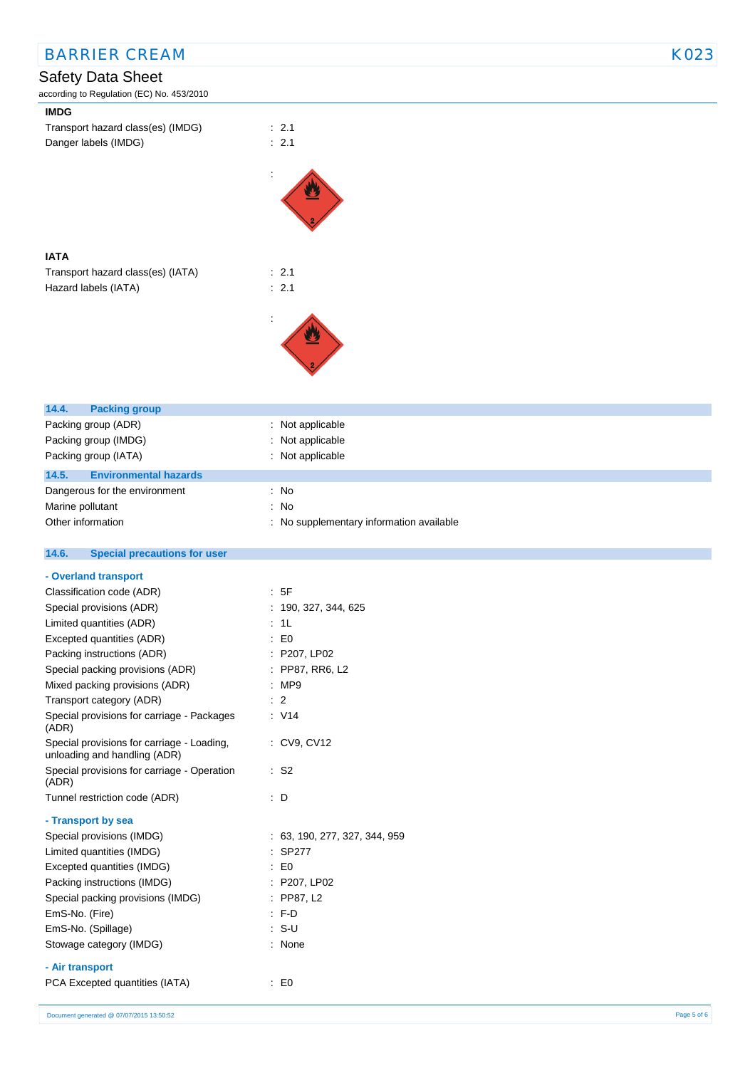**IMDG**

Transport hazard class(es) (IMDG) : 2.1

Danger labels (IMDG) : 2.1

:

**IATA**

Transport hazard class(es) (IATA) : 2.1

Hazard labels (IATA) : 2.1

:

## 14.4. Packing group

| | |
|---|---|
| Packing group (ADR) | : Not applicable |
| Packing group (IMDG) | : Not applicable |
| Packing group (IATA) | : Not applicable |

## 14.5. Environmental hazards

| | |
|---|---|
| Dangerous for the environment | : No |
| Marine pollutant | : No |
| Other information | : No supplementary information available |

## 14.6. Special precautions for user

**- Overland transport**

| | |
|---|---|
| Classification code (ADR) | : 5F |
| Special provisions (ADR) | : 190, 327, 344, 625 |
| Limited quantities (ADR) | : 1L |
| Excepted quantities (ADR) | : E0 |
| Packing instructions (ADR) | : P207, LP02 |
| Special packing provisions (ADR) | : PP87, RR6, L2 |
| Mixed packing provisions (ADR) | : MP9 |
| Transport category (ADR) | : 2 |
| Special provisions for carriage - Packages (ADR) | : V14 |
| Special provisions for carriage - Loading, unloading and handling (ADR) | : CV9, CV12 |
| Special provisions for carriage - Operation (ADR) | : S2 |
| Tunnel restriction code (ADR) | : D |

**- Transport by sea**

| | |
|---|---|
| Special provisions (IMDG) | : 63, 190, 277, 327, 344, 959 |
| Limited quantities (IMDG) | : SP277 |
| Excepted quantities (IMDG) | : E0 |
| Packing instructions (IMDG) | : P207, LP02 |
| Special packing provisions (IMDG) | : PP87, L2 |
| EmS-No. (Fire) | : F-D |
| EmS-No. (Spillage) | : S-U |
| Stowage category (IMDG) | : None |

**- Air transport**

| | |
|---|---|
| PCA Excepted quantities (IATA) | : E0 |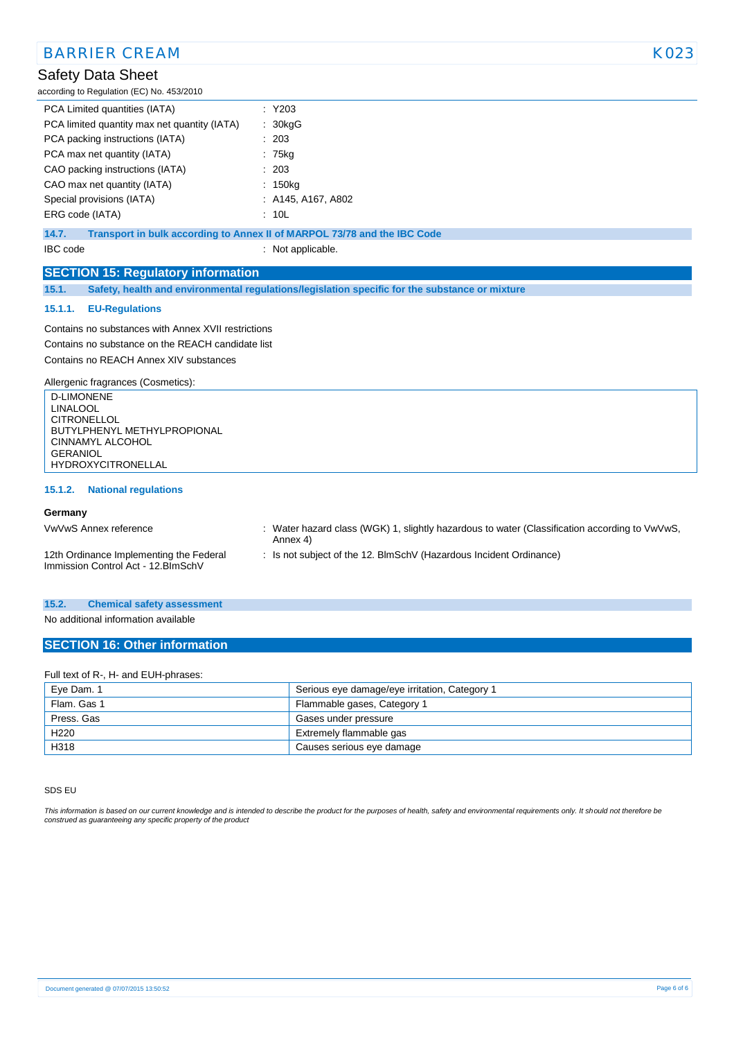| | |
|---|---|
| PCA Limited quantities (IATA) | : Y203 |
| PCA limited quantity max net quantity (IATA) | : 30kgG |
| PCA packing instructions (IATA) | : 203 |
| PCA max net quantity (IATA) | : 75kg |
| CAO packing instructions (IATA) | : 203 |
| CAO max net quantity (IATA) | : 150kg |
| Special provisions (IATA) | : A145, A167, A802 |
| ERG code (IATA) | : 10L |

### 14.7. Transport in bulk according to Annex II of MARPOL 73/78 and the IBC Code

IBC code : Not applicable.

## SECTION 15: Regulatory information

### 15.1. Safety, health and environmental regulations/legislation specific for the substance or mixture

#### 15.1.1. EU-Regulations

Contains no substances with Annex XVII restrictions

Contains no substance on the REACH candidate list

Contains no REACH Annex XIV substances

Allergenic fragrances (Cosmetics):

D-LIMONENE
LINALOOL
CITRONELLOL
BUTYLPHENYL METHYLPROPIONAL
CINNAMYL ALCOHOL
GERANIOL
HYDROXYCITRONELLAL

#### 15.1.2. National regulations

**Germany**

| | |
|---|---|
| VwVwS Annex reference | : Water hazard class (WGK) 1, slightly hazardous to water (Classification according to VwVwS, Annex 4) |
| 12th Ordinance Implementing the Federal Immission Control Act - 12.BImSchV | : Is not subject of the 12. BlmSchV (Hazardous Incident Ordinance) |

### 15.2. Chemical safety assessment

No additional information available

## SECTION 16: Other information

Full text of R-, H- and EUH-phrases:

| | |
|---|---|
| Eye Dam. 1 | Serious eye damage/eye irritation, Category 1 |
| Flam. Gas 1 | Flammable gases, Category 1 |
| Press. Gas | Gases under pressure |
| H220 | Extremely flammable gas |
| H318 | Causes serious eye damage |

SDS EU

*This information is based on our current knowledge and is intended to describe the product for the purposes of health, safety and environmental requirements only. It should not therefore be construed as guaranteeing any specific property of the product*